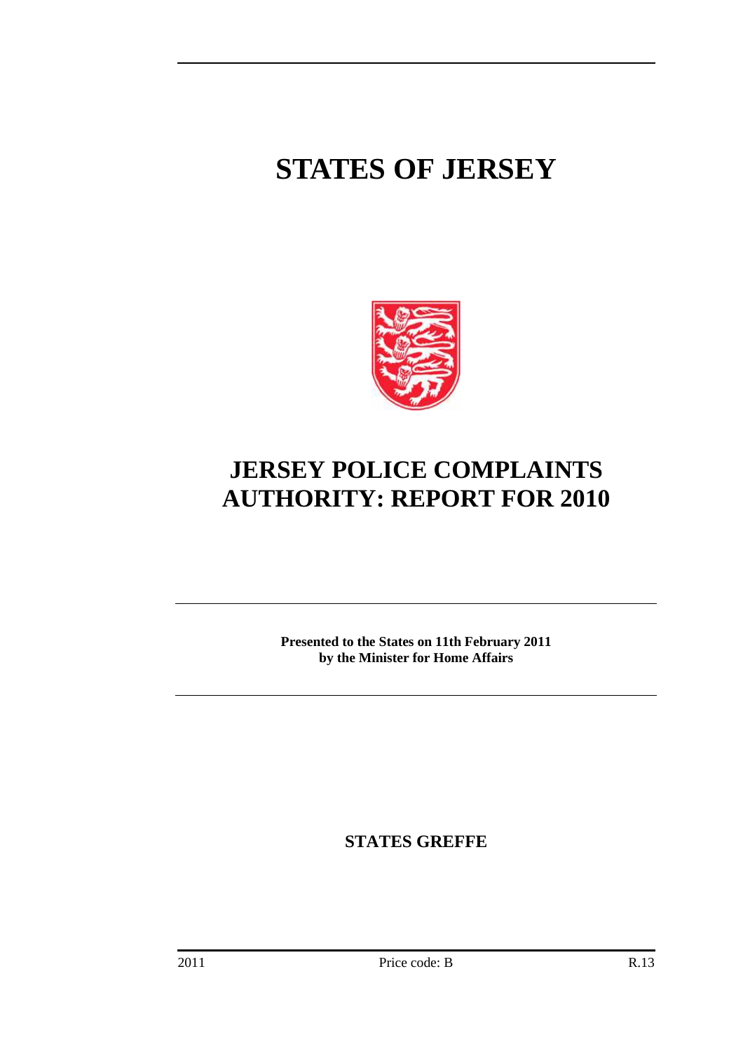# STATES OF JERSEY

## JERSEY POLICE COMPLAINTS AUTHORITY: REPORT FOR 2010

**Presented to the States on 11th February 2011 by the Minister for Home Affairs**

**STATES GREFFE**

2011 Price code: B R.13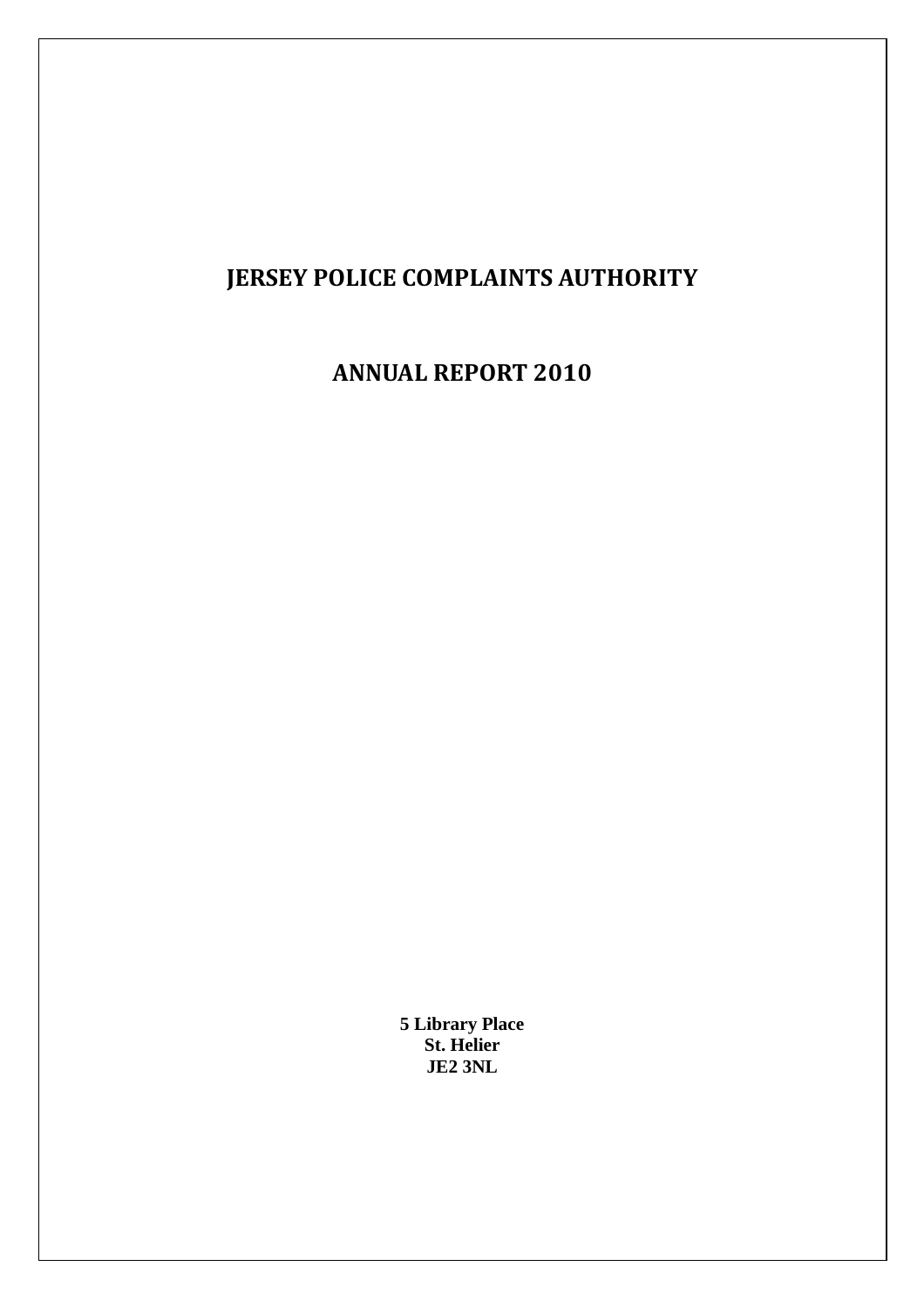# JERSEY POLICE COMPLAINTS AUTHORITY

# ANNUAL REPORT 2010

**5 Library Place**
**St. Helier**
**JE2 3NL**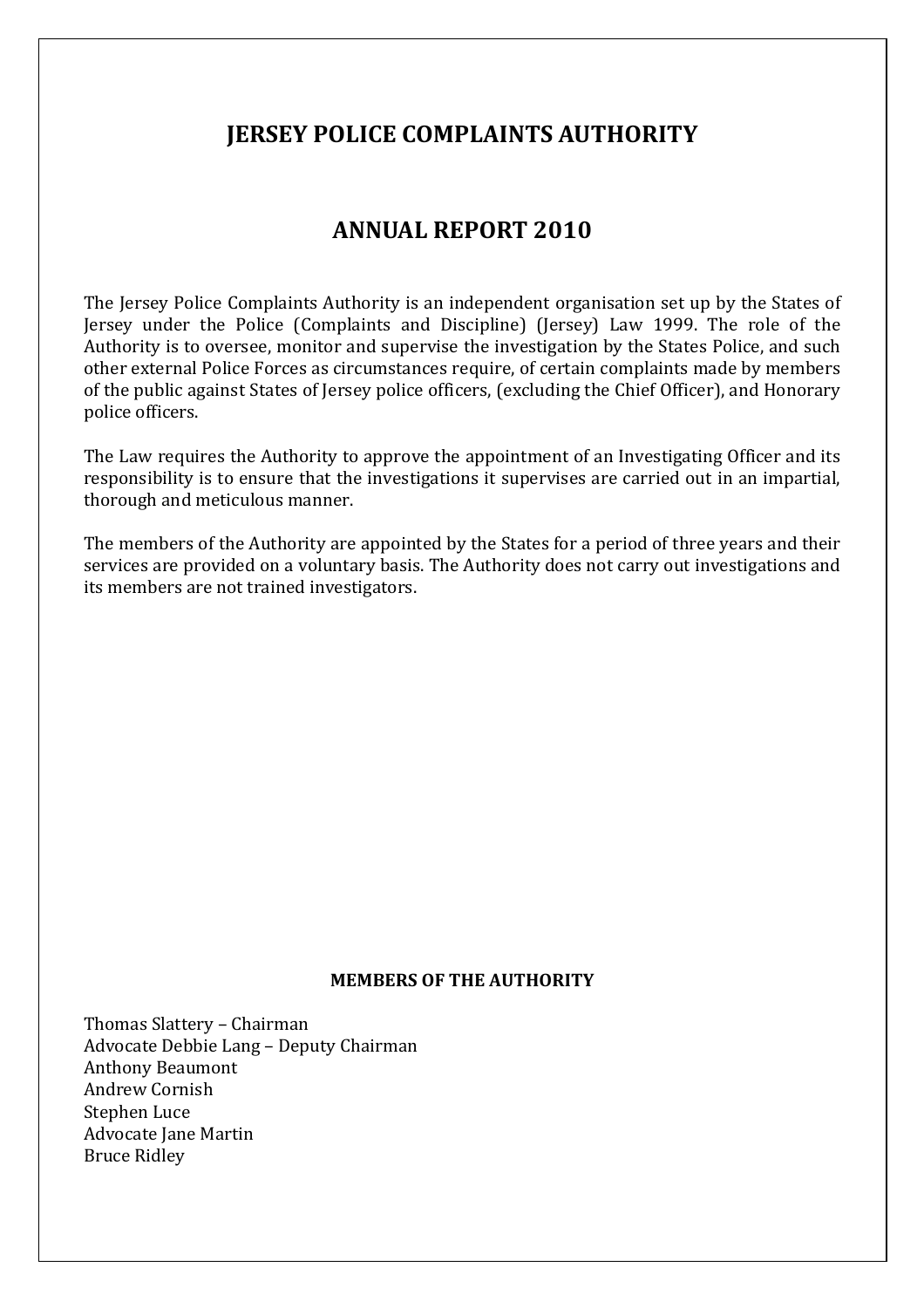# JERSEY POLICE COMPLAINTS AUTHORITY

# ANNUAL REPORT 2010

The Jersey Police Complaints Authority is an independent organisation set up by the States of Jersey under the Police (Complaints and Discipline) (Jersey) Law 1999. The role of the Authority is to oversee, monitor and supervise the investigation by the States Police, and such other external Police Forces as circumstances require, of certain complaints made by members of the public against States of Jersey police officers, (excluding the Chief Officer), and Honorary police officers.

The Law requires the Authority to approve the appointment of an Investigating Officer and its responsibility is to ensure that the investigations it supervises are carried out in an impartial, thorough and meticulous manner.

The members of the Authority are appointed by the States for a period of three years and their services are provided on a voluntary basis. The Authority does not carry out investigations and its members are not trained investigators.

**MEMBERS OF THE AUTHORITY**

Thomas Slattery – Chairman
Advocate Debbie Lang – Deputy Chairman
Anthony Beaumont
Andrew Cornish
Stephen Luce
Advocate Jane Martin
Bruce Ridley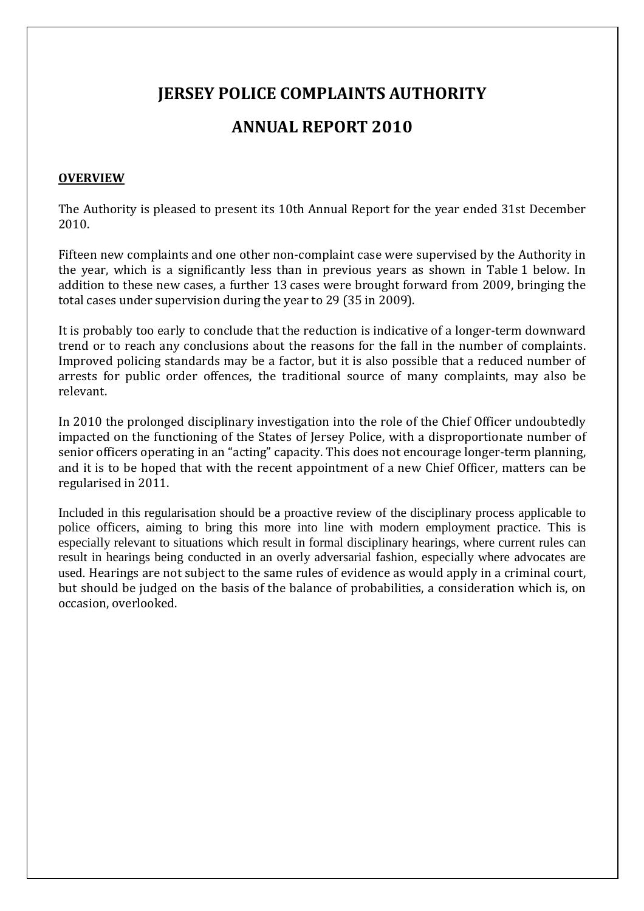# JERSEY POLICE COMPLAINTS AUTHORITY

# ANNUAL REPORT 2010

**OVERVIEW**

The Authority is pleased to present its 10th Annual Report for the year ended 31st December 2010.

Fifteen new complaints and one other non-complaint case were supervised by the Authority in the year, which is a significantly less than in previous years as shown in Table 1 below. In addition to these new cases, a further 13 cases were brought forward from 2009, bringing the total cases under supervision during the year to 29 (35 in 2009).

It is probably too early to conclude that the reduction is indicative of a longer-term downward trend or to reach any conclusions about the reasons for the fall in the number of complaints. Improved policing standards may be a factor, but it is also possible that a reduced number of arrests for public order offences, the traditional source of many complaints, may also be relevant.

In 2010 the prolonged disciplinary investigation into the role of the Chief Officer undoubtedly impacted on the functioning of the States of Jersey Police, with a disproportionate number of senior officers operating in an "acting" capacity. This does not encourage longer-term planning, and it is to be hoped that with the recent appointment of a new Chief Officer, matters can be regularised in 2011.

Included in this regularisation should be a proactive review of the disciplinary process applicable to police officers, aiming to bring this more into line with modern employment practice. This is especially relevant to situations which result in formal disciplinary hearings, where current rules can result in hearings being conducted in an overly adversarial fashion, especially where advocates are used. Hearings are not subject to the same rules of evidence as would apply in a criminal court, but should be judged on the basis of the balance of probabilities, a consideration which is, on occasion, overlooked.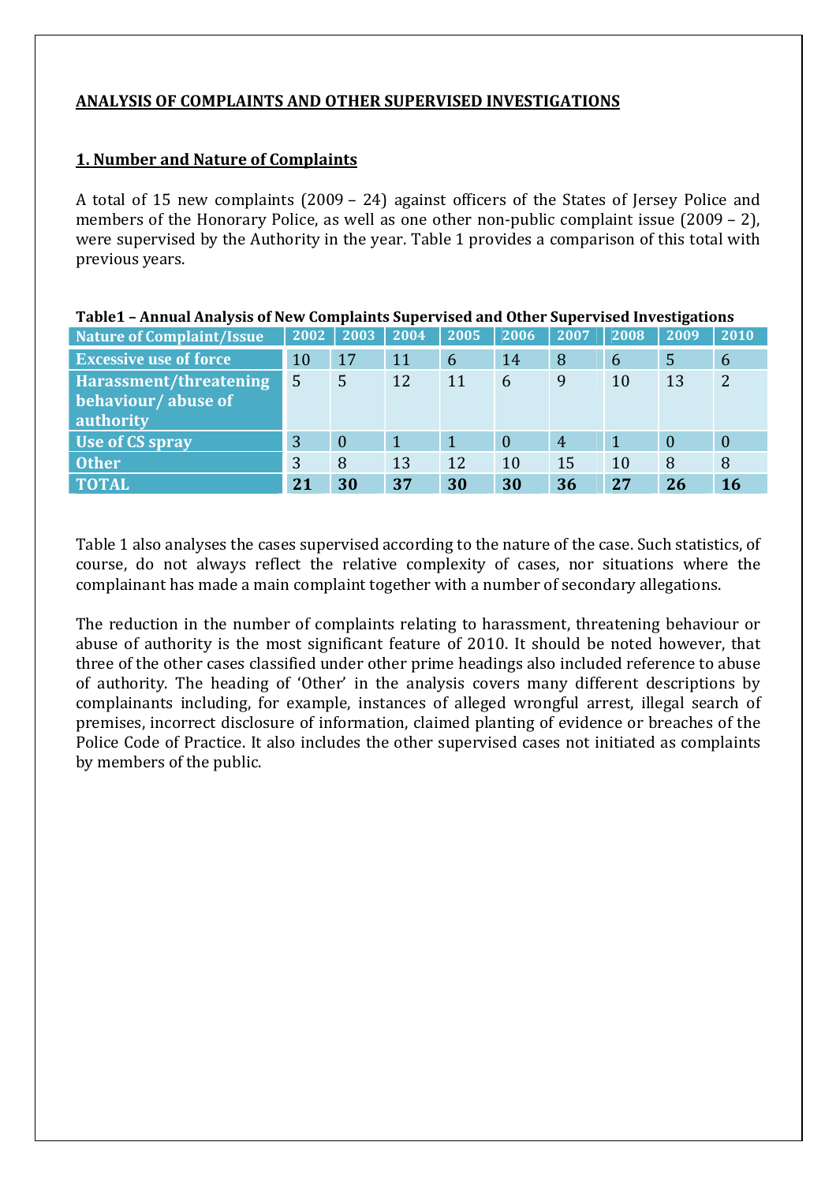## ANALYSIS OF COMPLAINTS AND OTHER SUPERVISED INVESTIGATIONS

### 1. Number and Nature of Complaints

A total of 15 new complaints (2009 – 24) against officers of the States of Jersey Police and members of the Honorary Police, as well as one other non-public complaint issue (2009 – 2), were supervised by the Authority in the year. Table 1 provides a comparison of this total with previous years.

**Table1 – Annual Analysis of New Complaints Supervised and Other Supervised Investigations**

| Nature of Complaint/Issue | 2002 | 2003 | 2004 | 2005 | 2006 | 2007 | 2008 | 2009 | 2010 |
|---|---|---|---|---|---|---|---|---|---|
| Excessive use of force | 10 | 17 | 11 | 6 | 14 | 8 | 6 | 5 | 6 |
| Harassment/threatening behaviour/ abuse of authority | 5 | 5 | 12 | 11 | 6 | 9 | 10 | 13 | 2 |
| Use of CS spray | 3 | 0 | 1 | 1 | 0 | 4 | 1 | 0 | 0 |
| Other | 3 | 8 | 13 | 12 | 10 | 15 | 10 | 8 | 8 |
| **TOTAL** | **21** | **30** | **37** | **30** | **30** | **36** | **27** | **26** | **16** |

Table 1 also analyses the cases supervised according to the nature of the case. Such statistics, of course, do not always reflect the relative complexity of cases, nor situations where the complainant has made a main complaint together with a number of secondary allegations.

The reduction in the number of complaints relating to harassment, threatening behaviour or abuse of authority is the most significant feature of 2010. It should be noted however, that three of the other cases classified under other prime headings also included reference to abuse of authority. The heading of 'Other' in the analysis covers many different descriptions by complainants including, for example, instances of alleged wrongful arrest, illegal search of premises, incorrect disclosure of information, claimed planting of evidence or breaches of the Police Code of Practice. It also includes the other supervised cases not initiated as complaints by members of the public.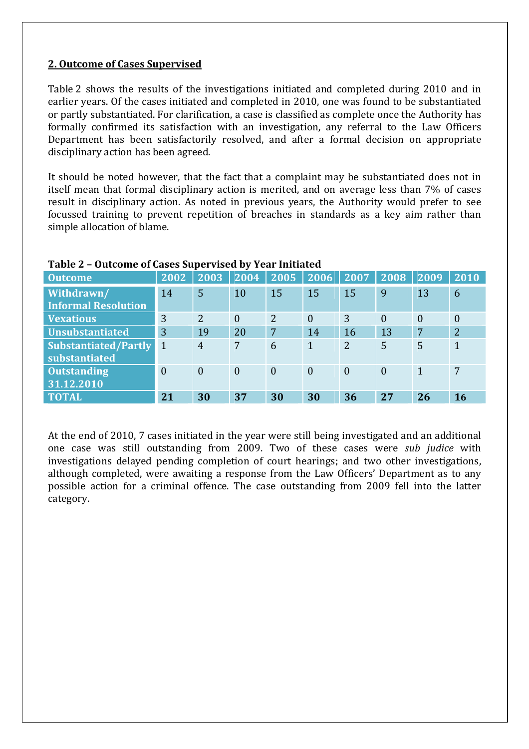## 2. Outcome of Cases Supervised

Table 2 shows the results of the investigations initiated and completed during 2010 and in earlier years. Of the cases initiated and completed in 2010, one was found to be substantiated or partly substantiated. For clarification, a case is classified as complete once the Authority has formally confirmed its satisfaction with an investigation, any referral to the Law Officers Department has been satisfactorily resolved, and after a formal decision on appropriate disciplinary action has been agreed.

It should be noted however, that the fact that a complaint may be substantiated does not in itself mean that formal disciplinary action is merited, and on average less than 7% of cases result in disciplinary action. As noted in previous years, the Authority would prefer to see focussed training to prevent repetition of breaches in standards as a key aim rather than simple allocation of blame.

**Table 2 – Outcome of Cases Supervised by Year Initiated**

| Outcome | 2002 | 2003 | 2004 | 2005 | 2006 | 2007 | 2008 | 2009 | 2010 |
|---|---|---|---|---|---|---|---|---|---|
| Withdrawn/ Informal Resolution | 14 | 5 | 10 | 15 | 15 | 15 | 9 | 13 | 6 |
| Vexatious | 3 | 2 | 0 | 2 | 0 | 3 | 0 | 0 | 0 |
| Unsubstantiated | 3 | 19 | 20 | 7 | 14 | 16 | 13 | 7 | 2 |
| Substantiated/Partly substantiated | 1 | 4 | 7 | 6 | 1 | 2 | 5 | 5 | 1 |
| Outstanding 31.12.2010 | 0 | 0 | 0 | 0 | 0 | 0 | 0 | 1 | 7 |
| **TOTAL** | **21** | **30** | **37** | **30** | **30** | **36** | **27** | **26** | **16** |

At the end of 2010, 7 cases initiated in the year were still being investigated and an additional one case was still outstanding from 2009. Two of these cases were *sub judice* with investigations delayed pending completion of court hearings; and two other investigations, although completed, were awaiting a response from the Law Officers' Department as to any possible action for a criminal offence. The case outstanding from 2009 fell into the latter category.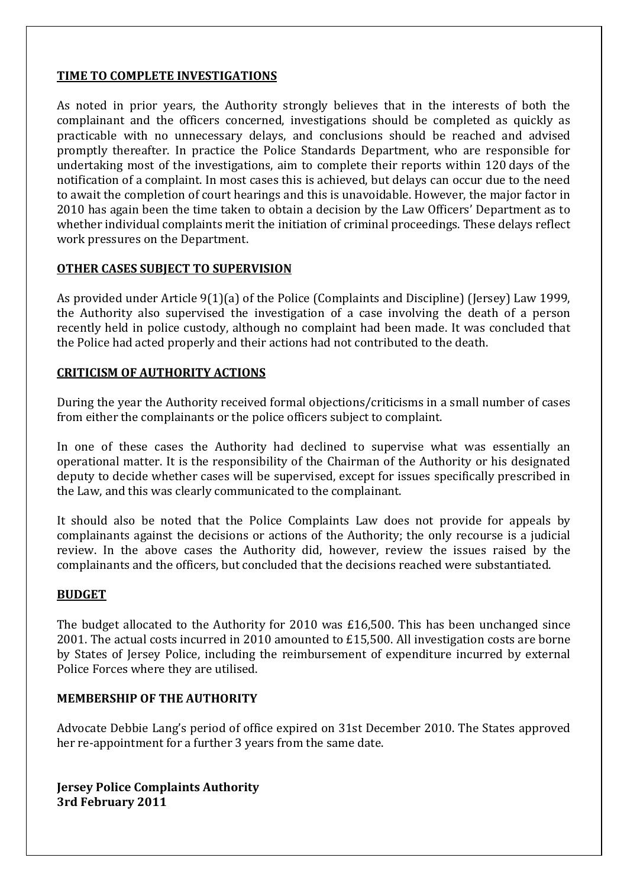## TIME TO COMPLETE INVESTIGATIONS

As noted in prior years, the Authority strongly believes that in the interests of both the complainant and the officers concerned, investigations should be completed as quickly as practicable with no unnecessary delays, and conclusions should be reached and advised promptly thereafter. In practice the Police Standards Department, who are responsible for undertaking most of the investigations, aim to complete their reports within 120 days of the notification of a complaint. In most cases this is achieved, but delays can occur due to the need to await the completion of court hearings and this is unavoidable. However, the major factor in 2010 has again been the time taken to obtain a decision by the Law Officers' Department as to whether individual complaints merit the initiation of criminal proceedings. These delays reflect work pressures on the Department.

## OTHER CASES SUBJECT TO SUPERVISION

As provided under Article 9(1)(a) of the Police (Complaints and Discipline) (Jersey) Law 1999, the Authority also supervised the investigation of a case involving the death of a person recently held in police custody, although no complaint had been made. It was concluded that the Police had acted properly and their actions had not contributed to the death.

## CRITICISM OF AUTHORITY ACTIONS

During the year the Authority received formal objections/criticisms in a small number of cases from either the complainants or the police officers subject to complaint.

In one of these cases the Authority had declined to supervise what was essentially an operational matter. It is the responsibility of the Chairman of the Authority or his designated deputy to decide whether cases will be supervised, except for issues specifically prescribed in the Law, and this was clearly communicated to the complainant.

It should also be noted that the Police Complaints Law does not provide for appeals by complainants against the decisions or actions of the Authority; the only recourse is a judicial review. In the above cases the Authority did, however, review the issues raised by the complainants and the officers, but concluded that the decisions reached were substantiated.

## BUDGET

The budget allocated to the Authority for 2010 was £16,500. This has been unchanged since 2001. The actual costs incurred in 2010 amounted to £15,500. All investigation costs are borne by States of Jersey Police, including the reimbursement of expenditure incurred by external Police Forces where they are utilised.

## MEMBERSHIP OF THE AUTHORITY

Advocate Debbie Lang's period of office expired on 31st December 2010. The States approved her re-appointment for a further 3 years from the same date.

**Jersey Police Complaints Authority**
**3rd February 2011**